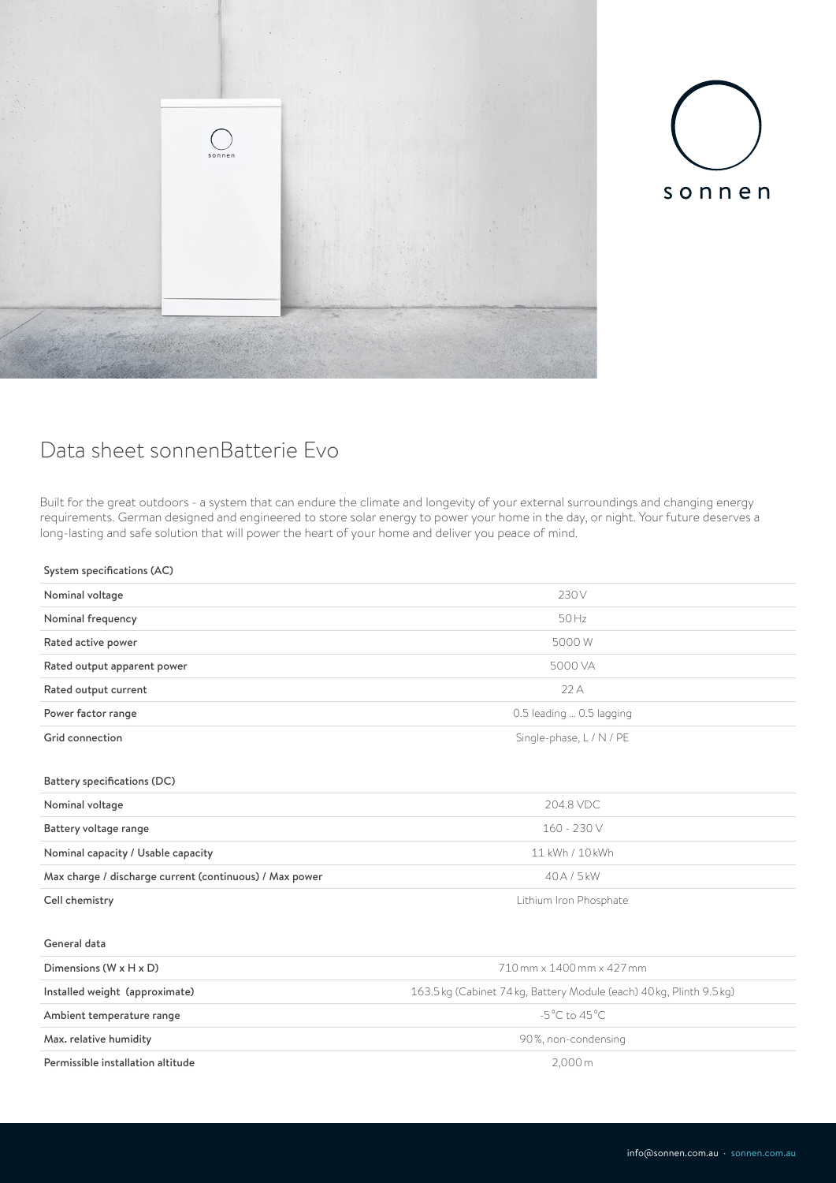# Data sheet sonnenBatterie Evo

Built for the great outdoors - a system that can endure the climate and longevity of your external surroundings and changing energy requirements. German designed and engineered to store solar energy to power your home in the day, or night. Your future deserves a long-lasting and safe solution that will power the heart of your home and deliver you peace of mind.

| System specifications (AC) | |
| --- | --- |
| Nominal voltage | 230 V |
| Nominal frequency | 50 Hz |
| Rated active power | 5000 W |
| Rated output apparent power | 5000 VA |
| Rated output current | 22 A |
| Power factor range | 0.5 leading ... 0.5 lagging |
| Grid connection | Single-phase, L / N / PE |

| Battery specifications (DC) | |
| --- | --- |
| Nominal voltage | 204.8 VDC |
| Battery voltage range | 160 - 230 V |
| Nominal capacity / Usable capacity | 11 kWh / 10 kWh |
| Max charge / discharge current (continuous) / Max power | 40 A / 5 kW |
| Cell chemistry | Lithium Iron Phosphate |

| General data | |
| --- | --- |
| Dimensions (W x H x D) | 710 mm x 1400 mm x 427 mm |
| Installed weight (approximate) | 163.5 kg (Cabinet 74 kg, Battery Module (each) 40 kg, Plinth 9.5 kg) |
| Ambient temperature range | -5 °C to 45 °C |
| Max. relative humidity | 90 %, non-condensing |
| Permissible installation altitude | 2,000 m |

info@sonnen.com.au · sonnen.com.au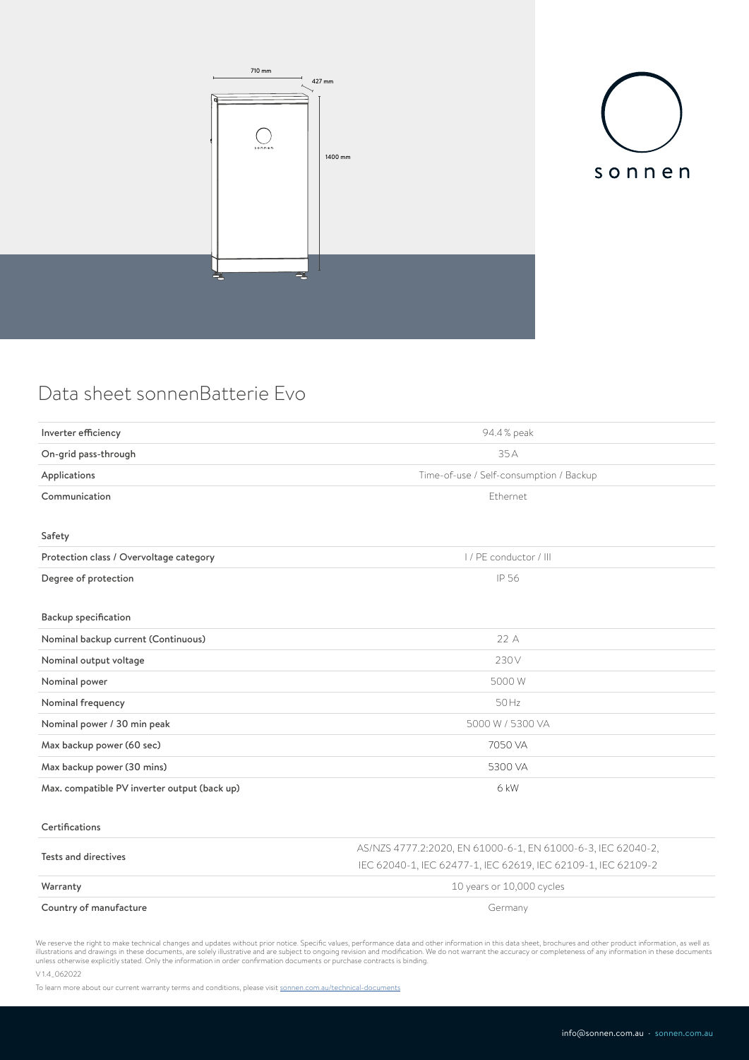710 mm

427 mm

1400 mm

sonnen

# Data sheet sonnenBatterie Evo

| | |
|---|---|
| Inverter efficiency | 94.4 % peak |
| On-grid pass-through | 35 A |
| Applications | Time-of-use / Self-consumption / Backup |
| Communication | Ethernet |

**Safety**

| | |
|---|---|
| Protection class / Overvoltage category | I / PE conductor / III |
| Degree of protection | IP 56 |

**Backup specification**

| | |
|---|---|
| Nominal backup current (Continuous) | 22 A |
| Nominal output voltage | 230 V |
| Nominal power | 5000 W |
| Nominal frequency | 50 Hz |
| Nominal power / 30 min peak | 5000 W / 5300 VA |
| Max backup power (60 sec) | 7050 VA |
| Max backup power (30 mins) | 5300 VA |
| Max. compatible PV inverter output (back up) | 6 kW |

**Certifications**

| | |
|---|---|
| Tests and directives | AS/NZS 4777.2:2020, EN 61000-6-1, EN 61000-6-3, IEC 62040-2, IEC 62040-1, IEC 62477-1, IEC 62619, IEC 62109-1, IEC 62109-2 |
| Warranty | 10 years or 10,000 cycles |
| Country of manufacture | Germany |

We reserve the right to make technical changes and updates without prior notice. Specific values, performance data and other information in this data sheet, brochures and other product information, as well as illustrations and drawings in these documents, are solely illustrative and are subject to ongoing revision and modification. We do not warrant the accuracy or completeness of any information in these documents unless otherwise explicitly stated. Only the information in order confirmation documents or purchase contracts is binding.

V 1.4_062022

To learn more about our current warranty terms and conditions, please visit sonnen.com.au/technical-documents

info@sonnen.com.au · sonnen.com.au